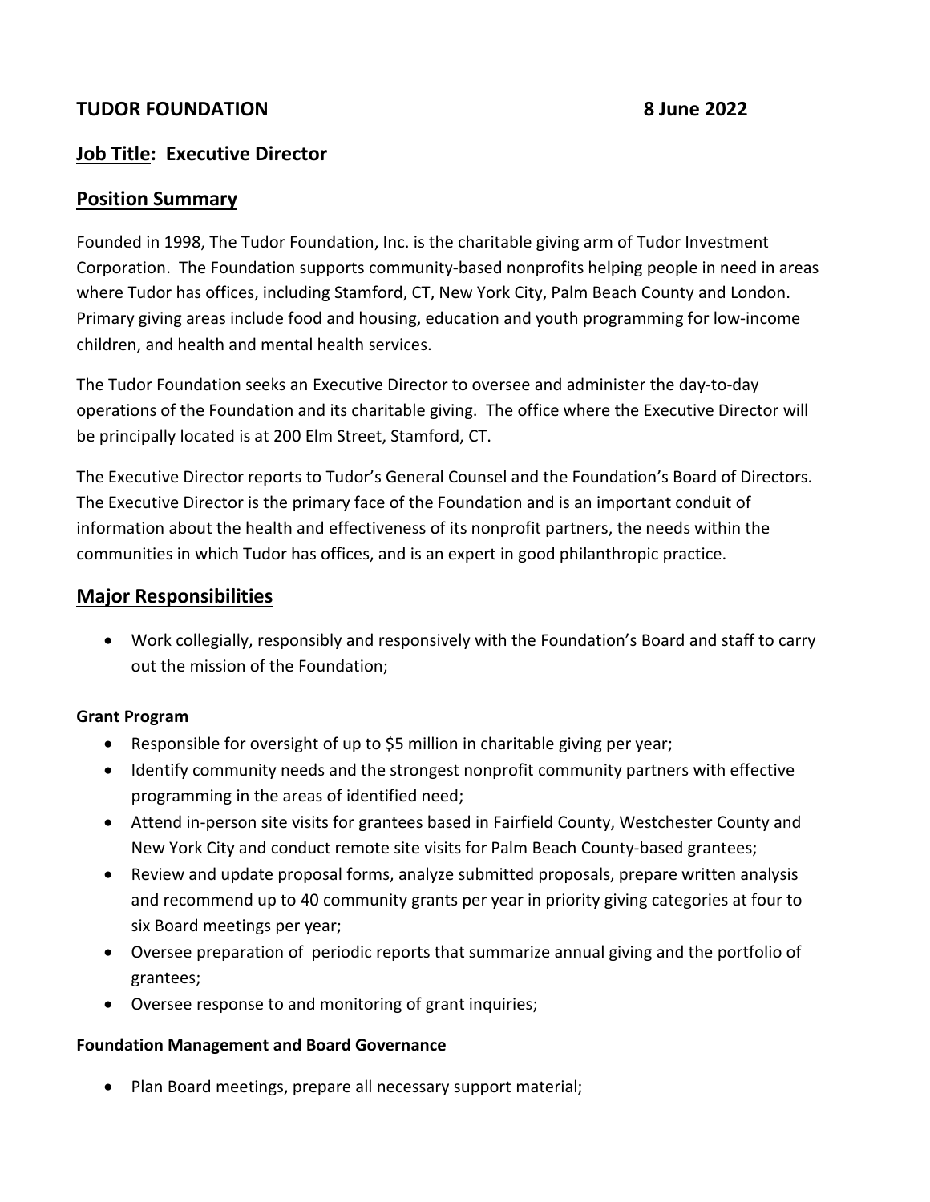**TUDOR FOUNDATION** **8 June 2022**

## Job Title: Executive Director

## Position Summary

Founded in 1998, The Tudor Foundation, Inc. is the charitable giving arm of Tudor Investment Corporation. The Foundation supports community-based nonprofits helping people in need in areas where Tudor has offices, including Stamford, CT, New York City, Palm Beach County and London. Primary giving areas include food and housing, education and youth programming for low-income children, and health and mental health services.

The Tudor Foundation seeks an Executive Director to oversee and administer the day-to-day operations of the Foundation and its charitable giving. The office where the Executive Director will be principally located is at 200 Elm Street, Stamford, CT.

The Executive Director reports to Tudor's General Counsel and the Foundation's Board of Directors. The Executive Director is the primary face of the Foundation and is an important conduit of information about the health and effectiveness of its nonprofit partners, the needs within the communities in which Tudor has offices, and is an expert in good philanthropic practice.

## Major Responsibilities

- Work collegially, responsibly and responsively with the Foundation's Board and staff to carry out the mission of the Foundation;

### Grant Program

- Responsible for oversight of up to $5 million in charitable giving per year;
- Identify community needs and the strongest nonprofit community partners with effective programming in the areas of identified need;
- Attend in-person site visits for grantees based in Fairfield County, Westchester County and New York City and conduct remote site visits for Palm Beach County-based grantees;
- Review and update proposal forms, analyze submitted proposals, prepare written analysis and recommend up to 40 community grants per year in priority giving categories at four to six Board meetings per year;
- Oversee preparation of periodic reports that summarize annual giving and the portfolio of grantees;
- Oversee response to and monitoring of grant inquiries;

### Foundation Management and Board Governance

- Plan Board meetings, prepare all necessary support material;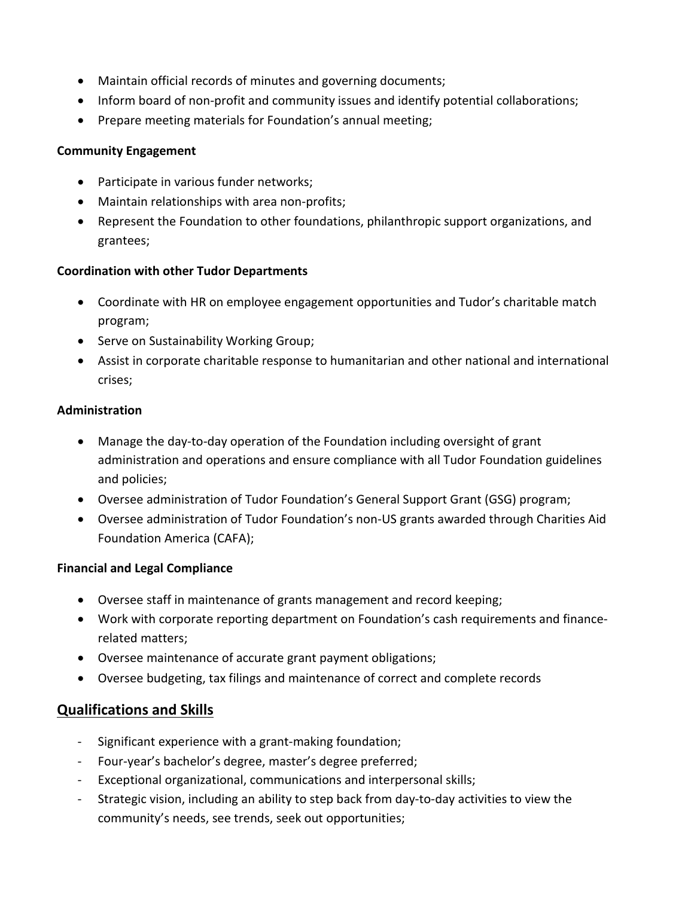- Maintain official records of minutes and governing documents;
- Inform board of non-profit and community issues and identify potential collaborations;
- Prepare meeting materials for Foundation's annual meeting;

**Community Engagement**

- Participate in various funder networks;
- Maintain relationships with area non-profits;
- Represent the Foundation to other foundations, philanthropic support organizations, and grantees;

**Coordination with other Tudor Departments**

- Coordinate with HR on employee engagement opportunities and Tudor's charitable match program;
- Serve on Sustainability Working Group;
- Assist in corporate charitable response to humanitarian and other national and international crises;

**Administration**

- Manage the day-to-day operation of the Foundation including oversight of grant administration and operations and ensure compliance with all Tudor Foundation guidelines and policies;
- Oversee administration of Tudor Foundation's General Support Grant (GSG) program;
- Oversee administration of Tudor Foundation's non-US grants awarded through Charities Aid Foundation America (CAFA);

**Financial and Legal Compliance**

- Oversee staff in maintenance of grants management and record keeping;
- Work with corporate reporting department on Foundation's cash requirements and finance-related matters;
- Oversee maintenance of accurate grant payment obligations;
- Oversee budgeting, tax filings and maintenance of correct and complete records

## Qualifications and Skills

- Significant experience with a grant-making foundation;
- Four-year's bachelor's degree, master's degree preferred;
- Exceptional organizational, communications and interpersonal skills;
- Strategic vision, including an ability to step back from day-to-day activities to view the community's needs, see trends, seek out opportunities;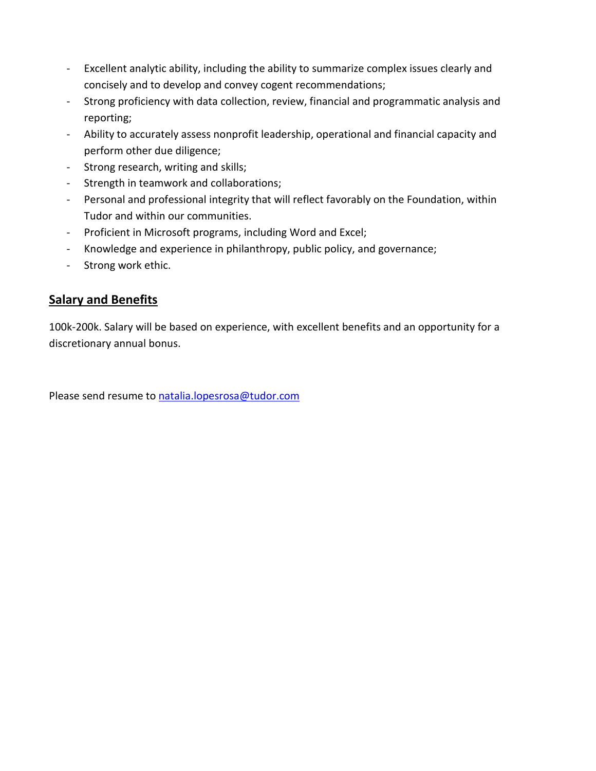- Excellent analytic ability, including the ability to summarize complex issues clearly and concisely and to develop and convey cogent recommendations;
- Strong proficiency with data collection, review, financial and programmatic analysis and reporting;
- Ability to accurately assess nonprofit leadership, operational and financial capacity and perform other due diligence;
- Strong research, writing and skills;
- Strength in teamwork and collaborations;
- Personal and professional integrity that will reflect favorably on the Foundation, within Tudor and within our communities.
- Proficient in Microsoft programs, including Word and Excel;
- Knowledge and experience in philanthropy, public policy, and governance;
- Strong work ethic.

## Salary and Benefits

100k-200k. Salary will be based on experience, with excellent benefits and an opportunity for a discretionary annual bonus.

Please send resume to [natalia.lopesrosa@tudor.com](mailto:natalia.lopesrosa@tudor.com)